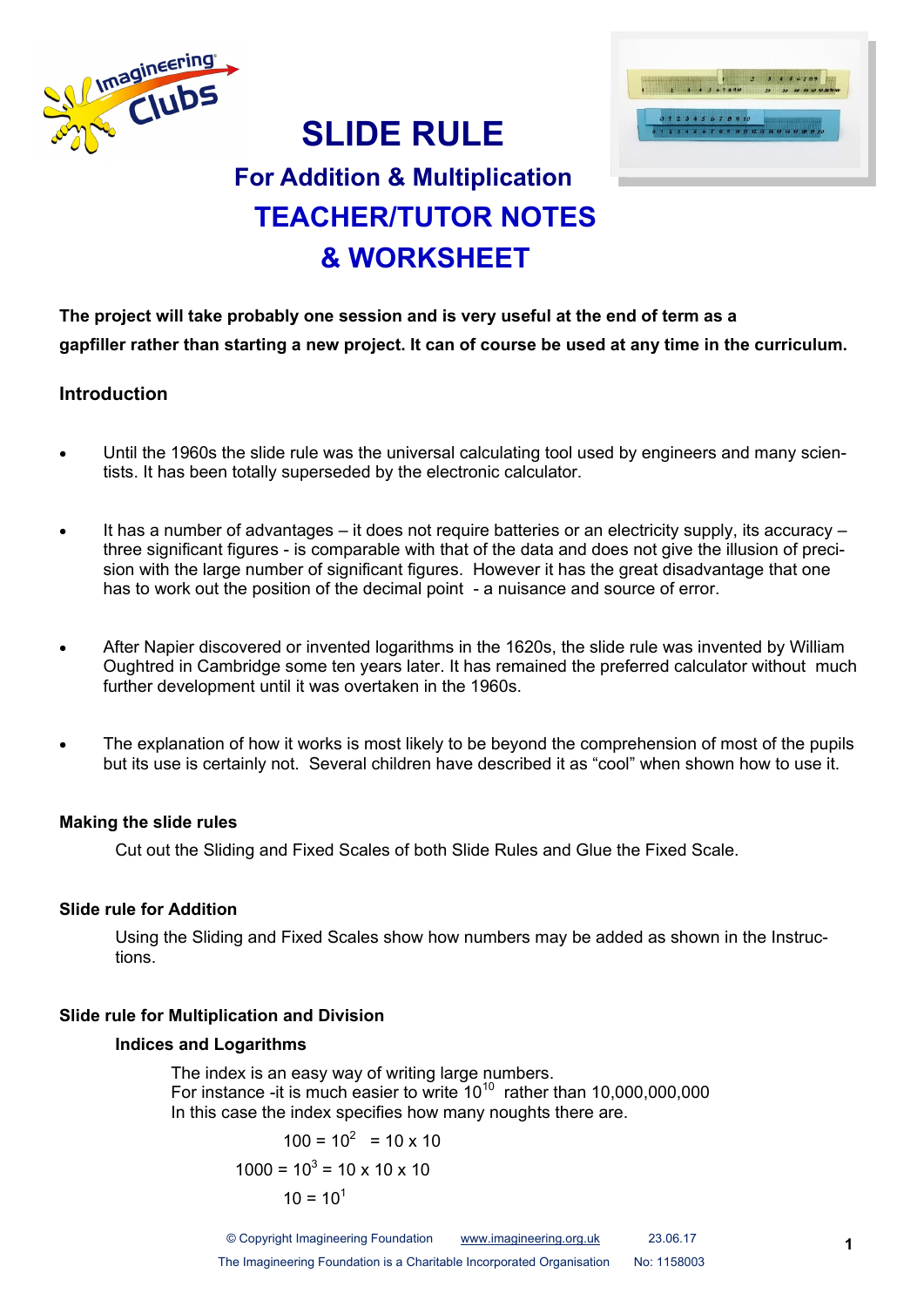# SLIDE RULE

## For Addition & Multiplication

## TEACHER/TUTOR NOTES & WORKSHEET

**The project will take probably one session and is very useful at the end of term as a gapfiller rather than starting a new project. It can of course be used at any time in the curriculum.**

### Introduction

- Until the 1960s the slide rule was the universal calculating tool used by engineers and many scientists. It has been totally superseded by the electronic calculator.
- It has a number of advantages – it does not require batteries or an electricity supply, its accuracy – three significant figures - is comparable with that of the data and does not give the illusion of precision with the large number of significant figures. However it has the great disadvantage that one has to work out the position of the decimal point - a nuisance and source of error.
- After Napier discovered or invented logarithms in the 1620s, the slide rule was invented by William Oughtred in Cambridge some ten years later. It has remained the preferred calculator without much further development until it was overtaken in the 1960s.
- The explanation of how it works is most likely to be beyond the comprehension of most of the pupils but its use is certainly not. Several children have described it as "cool" when shown how to use it.

#### Making the slide rules

Cut out the Sliding and Fixed Scales of both Slide Rules and Glue the Fixed Scale.

#### Slide rule for Addition

Using the Sliding and Fixed Scales show how numbers may be added as shown in the Instructions.

#### Slide rule for Multiplication and Division

**Indices and Logarithms**

The index is an easy way of writing large numbers.
For instance -it is much easier to write $10^{10}$ rather than 10,000,000,000
In this case the index specifies how many noughts there are.

$$100 = 10^2 = 10 \times 10$$

$$1000 = 10^3 = 10 \times 10 \times 10$$

$$10 = 10^1$$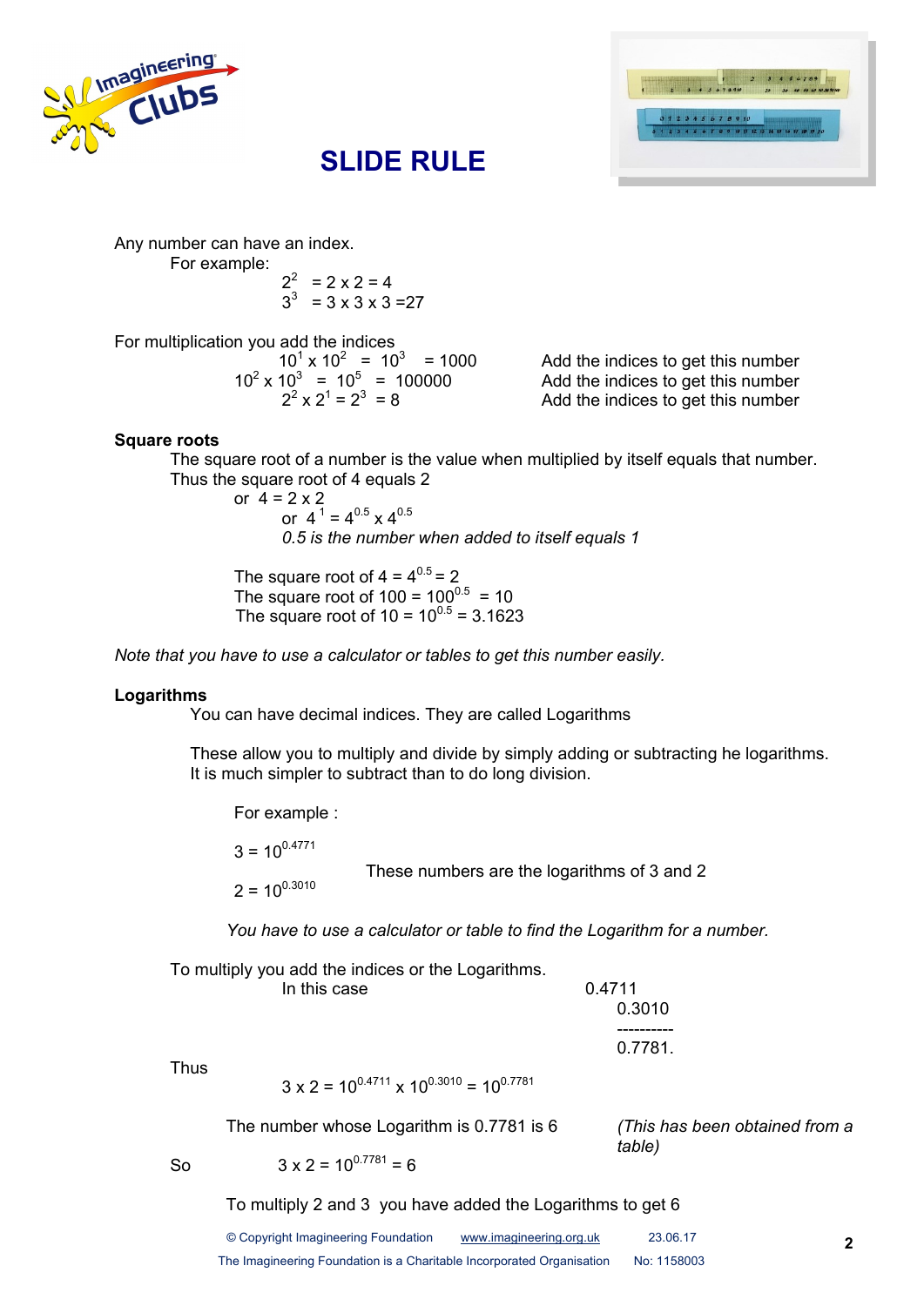# SLIDE RULE

Any number can have an index.

For example:

$2^2$ = 2 x 2 = 4

$3^3$ = 3 x 3 x 3 =27

For multiplication you add the indices

$10^1 \times 10^2 = 10^3 = 1000$ Add the indices to get this number

$10^2 \times 10^3 = 10^5 = 100000$ Add the indices to get this number

$2^2 \times 2^1 = 2^3 = 8$ Add the indices to get this number

**Square roots**

The square root of a number is the value when multiplied by itself equals that number.

Thus the square root of 4 equals 2

or 4 = 2 x 2

or $4^1 = 4^{0.5} \times 4^{0.5}$

*0.5 is the number when added to itself equals 1*

The square root of 4 = $4^{0.5}$ = 2

The square root of 100 = $100^{0.5}$ = 10

The square root of 10 = $10^{0.5}$ = 3.1623

*Note that you have to use a calculator or tables to get this number easily.*

**Logarithms**

You can have decimal indices. They are called Logarithms

These allow you to multiply and divide by simply adding or subtracting he logarithms.
It is much simpler to subtract than to do long division.

For example :

$3 = 10^{0.4771}$

$2 = 10^{0.3010}$

These numbers are the logarithms of 3 and 2

*You have to use a calculator or table to find the Logarithm for a number.*

To multiply you add the indices or the Logarithms.

In this case

0.4711
0.3010
----------
0.7781.

Thus

$3 \times 2 = 10^{0.4711} \times 10^{0.3010} = 10^{0.7781}$

The number whose Logarithm is 0.7781 is 6 *(This has been obtained from a table)*

So $3 \times 2 = 10^{0.7781} = 6$

To multiply 2 and 3 you have added the Logarithms to get 6

© Copyright Imagineering Foundation www.imagineering.org.uk 23.06.17

The Imagineering Foundation is a Charitable Incorporated Organisation No: 1158003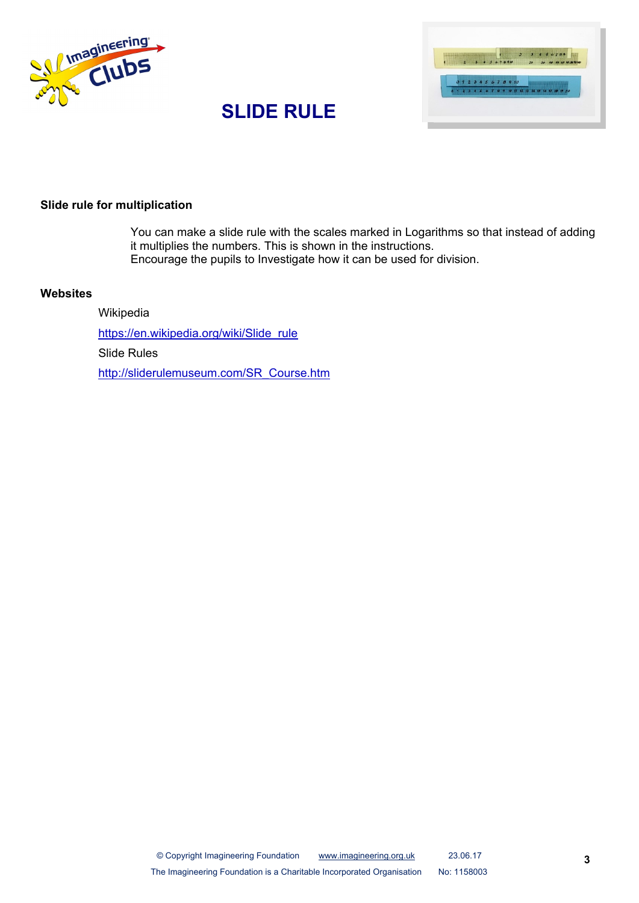# SLIDE RULE

## Slide rule for multiplication

You can make a slide rule with the scales marked in Logarithms so that instead of adding it multiplies the numbers. This is shown in the instructions.
Encourage the pupils to Investigate how it can be used for division.

## Websites

Wikipedia

https://en.wikipedia.org/wiki/Slide_rule

Slide Rules

http://sliderulemuseum.com/SR_Course.htm

© Copyright Imagineering Foundation www.imagineering.org.uk 23.06.17
The Imagineering Foundation is a Charitable Incorporated Organisation No: 1158003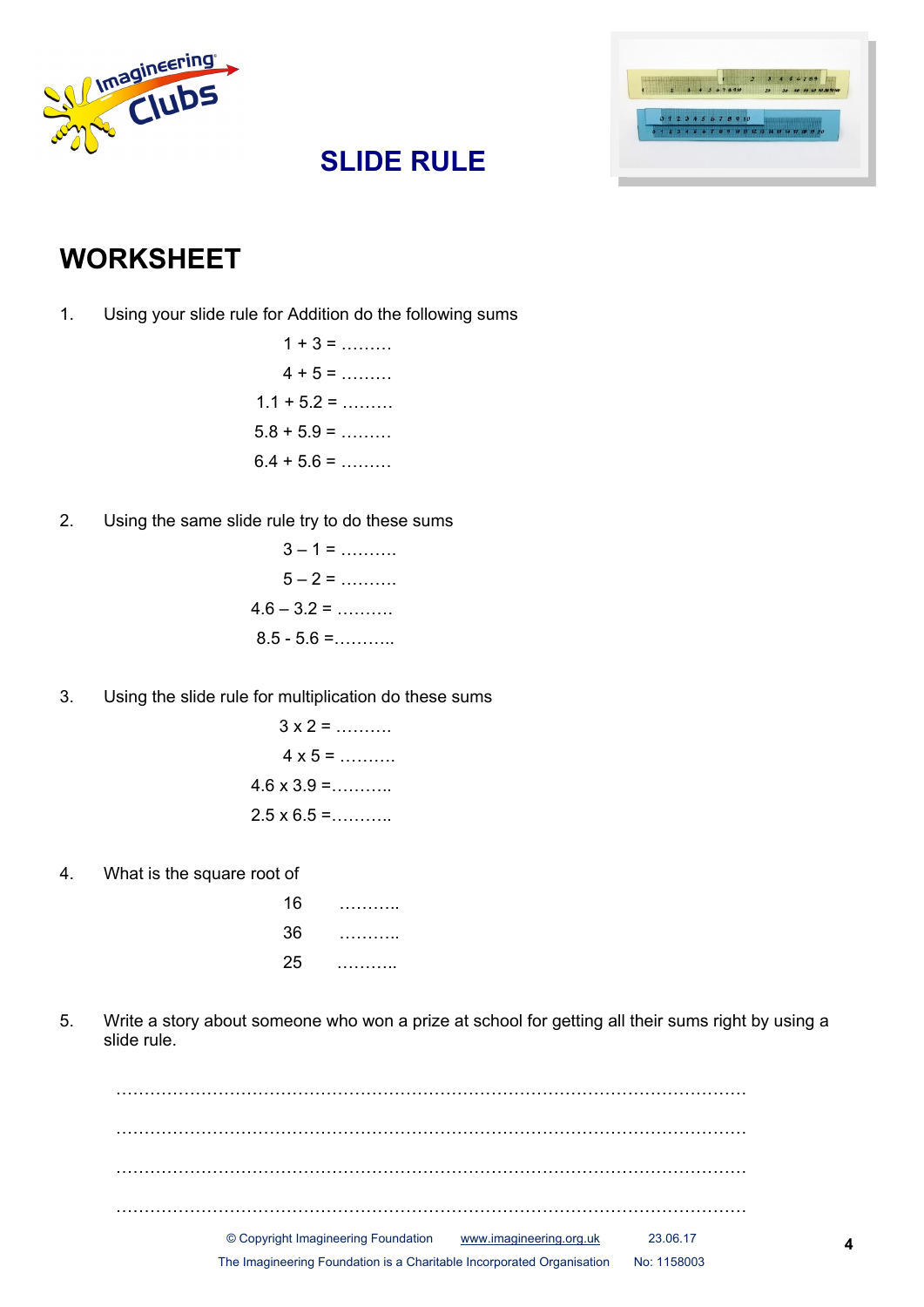# SLIDE RULE

## WORKSHEET

1. Using your slide rule for Addition do the following sums

   1 + 3 = ………

   4 + 5 = ………

   1.1 + 5.2 = ………

   5.8 + 5.9 = ………

   6.4 + 5.6 = ………

2. Using the same slide rule try to do these sums

   3 – 1 = ……….

   5 – 2 = ……….

   4.6 – 3.2 = ……….

   8.5 - 5.6 =………..

3. Using the slide rule for multiplication do these sums

   3 x 2 = ……….

   4 x 5 = ……….

   4.6 x 3.9 =………..

   2.5 x 6.5 =………..

4. What is the square root of

   16 ………..

   36 ………..

   25 ………..

5. Write a story about someone who won a prize at school for getting all their sums right by using a slide rule.

   ……………………………………………………………………………………………………

   ……………………………………………………………………………………………………

   ……………………………………………………………………………………………………

   ……………………………………………………………………………………………………

© Copyright Imagineering Foundation www.imagineering.org.uk 23.06.17

The Imagineering Foundation is a Charitable Incorporated Organisation No: 1158003